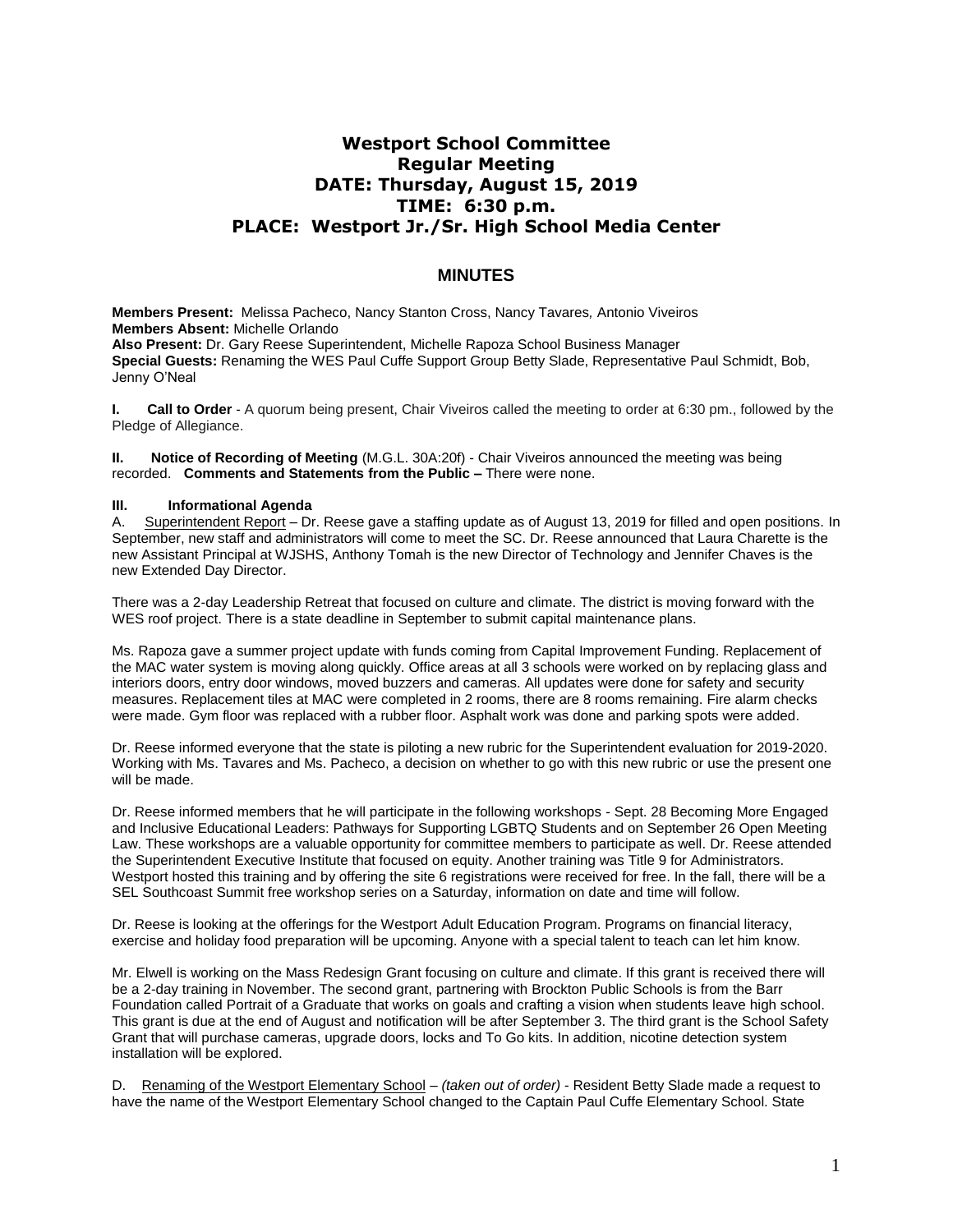# Westport School Committee
## Regular Meeting
## DATE: Thursday, August 15, 2019
## TIME: 6:30 p.m.
## PLACE: Westport Jr./Sr. High School Media Center

## MINUTES

**Members Present:** Melissa Pacheco, Nancy Stanton Cross, Nancy Tavares*,* Antonio Viveiros
**Members Absent:** Michelle Orlando
**Also Present:** Dr. Gary Reese Superintendent, Michelle Rapoza School Business Manager
**Special Guests:** Renaming the WES Paul Cuffe Support Group Betty Slade, Representative Paul Schmidt, Bob, Jenny O'Neal

**I. Call to Order** - A quorum being present, Chair Viveiros called the meeting to order at 6:30 pm., followed by the Pledge of Allegiance.

**II. Notice of Recording of Meeting** (M.G.L. 30A:20f) - Chair Viveiros announced the meeting was being recorded. **Comments and Statements from the Public –** There were none.

**III. Informational Agenda**

A. Superintendent Report – Dr. Reese gave a staffing update as of August 13, 2019 for filled and open positions. In September, new staff and administrators will come to meet the SC. Dr. Reese announced that Laura Charette is the new Assistant Principal at WJSHS, Anthony Tomah is the new Director of Technology and Jennifer Chaves is the new Extended Day Director.

There was a 2-day Leadership Retreat that focused on culture and climate. The district is moving forward with the WES roof project. There is a state deadline in September to submit capital maintenance plans.

Ms. Rapoza gave a summer project update with funds coming from Capital Improvement Funding. Replacement of the MAC water system is moving along quickly. Office areas at all 3 schools were worked on by replacing glass and interiors doors, entry door windows, moved buzzers and cameras. All updates were done for safety and security measures. Replacement tiles at MAC were completed in 2 rooms, there are 8 rooms remaining. Fire alarm checks were made. Gym floor was replaced with a rubber floor. Asphalt work was done and parking spots were added.

Dr. Reese informed everyone that the state is piloting a new rubric for the Superintendent evaluation for 2019-2020. Working with Ms. Tavares and Ms. Pacheco, a decision on whether to go with this new rubric or use the present one will be made.

Dr. Reese informed members that he will participate in the following workshops - Sept. 28 Becoming More Engaged and Inclusive Educational Leaders: Pathways for Supporting LGBTQ Students and on September 26 Open Meeting Law. These workshops are a valuable opportunity for committee members to participate as well. Dr. Reese attended the Superintendent Executive Institute that focused on equity. Another training was Title 9 for Administrators. Westport hosted this training and by offering the site 6 registrations were received for free. In the fall, there will be a SEL Southcoast Summit free workshop series on a Saturday, information on date and time will follow.

Dr. Reese is looking at the offerings for the Westport Adult Education Program. Programs on financial literacy, exercise and holiday food preparation will be upcoming. Anyone with a special talent to teach can let him know.

Mr. Elwell is working on the Mass Redesign Grant focusing on culture and climate. If this grant is received there will be a 2-day training in November. The second grant, partnering with Brockton Public Schools is from the Barr Foundation called Portrait of a Graduate that works on goals and crafting a vision when students leave high school. This grant is due at the end of August and notification will be after September 3. The third grant is the School Safety Grant that will purchase cameras, upgrade doors, locks and To Go kits. In addition, nicotine detection system installation will be explored.

D. Renaming of the Westport Elementary School – *(taken out of order)* - Resident Betty Slade made a request to have the name of the Westport Elementary School changed to the Captain Paul Cuffe Elementary School. State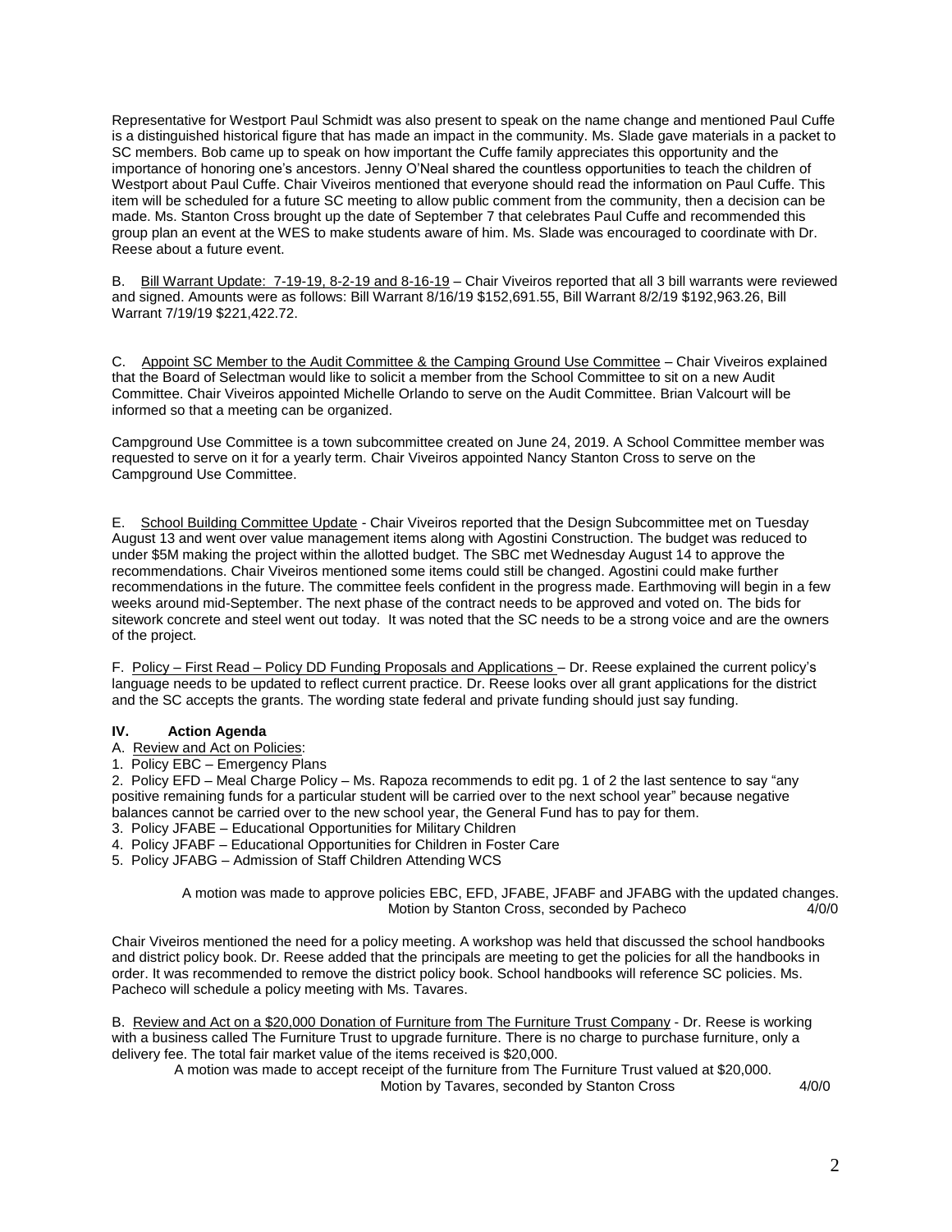Representative for Westport Paul Schmidt was also present to speak on the name change and mentioned Paul Cuffe is a distinguished historical figure that has made an impact in the community. Ms. Slade gave materials in a packet to SC members. Bob came up to speak on how important the Cuffe family appreciates this opportunity and the importance of honoring one's ancestors. Jenny O'Neal shared the countless opportunities to teach the children of Westport about Paul Cuffe. Chair Viveiros mentioned that everyone should read the information on Paul Cuffe. This item will be scheduled for a future SC meeting to allow public comment from the community, then a decision can be made. Ms. Stanton Cross brought up the date of September 7 that celebrates Paul Cuffe and recommended this group plan an event at the WES to make students aware of him. Ms. Slade was encouraged to coordinate with Dr. Reese about a future event.

B. Bill Warrant Update: 7-19-19, 8-2-19 and 8-16-19 – Chair Viveiros reported that all 3 bill warrants were reviewed and signed. Amounts were as follows: Bill Warrant 8/16/19 $152,691.55, Bill Warrant 8/2/19 $192,963.26, Bill Warrant 7/19/19 $221,422.72.

C. Appoint SC Member to the Audit Committee & the Camping Ground Use Committee – Chair Viveiros explained that the Board of Selectman would like to solicit a member from the School Committee to sit on a new Audit Committee. Chair Viveiros appointed Michelle Orlando to serve on the Audit Committee. Brian Valcourt will be informed so that a meeting can be organized.

Campground Use Committee is a town subcommittee created on June 24, 2019. A School Committee member was requested to serve on it for a yearly term. Chair Viveiros appointed Nancy Stanton Cross to serve on the Campground Use Committee.

E. School Building Committee Update - Chair Viveiros reported that the Design Subcommittee met on Tuesday August 13 and went over value management items along with Agostini Construction. The budget was reduced to under $5M making the project within the allotted budget. The SBC met Wednesday August 14 to approve the recommendations. Chair Viveiros mentioned some items could still be changed. Agostini could make further recommendations in the future. The committee feels confident in the progress made. Earthmoving will begin in a few weeks around mid-September. The next phase of the contract needs to be approved and voted on. The bids for sitework concrete and steel went out today. It was noted that the SC needs to be a strong voice and are the owners of the project.

F. Policy – First Read – Policy DD Funding Proposals and Applications – Dr. Reese explained the current policy's language needs to be updated to reflect current practice. Dr. Reese looks over all grant applications for the district and the SC accepts the grants. The wording state federal and private funding should just say funding.

## IV. Action Agenda

A. Review and Act on Policies:

1. Policy EBC – Emergency Plans
2. Policy EFD – Meal Charge Policy – Ms. Rapoza recommends to edit pg. 1 of 2 the last sentence to say "any positive remaining funds for a particular student will be carried over to the next school year" because negative balances cannot be carried over to the new school year, the General Fund has to pay for them.
3. Policy JFABE – Educational Opportunities for Military Children
4. Policy JFABF – Educational Opportunities for Children in Foster Care
5. Policy JFABG – Admission of Staff Children Attending WCS

A motion was made to approve policies EBC, EFD, JFABE, JFABF and JFABG with the updated changes.
Motion by Stanton Cross, seconded by Pacheco 4/0/0

Chair Viveiros mentioned the need for a policy meeting. A workshop was held that discussed the school handbooks and district policy book. Dr. Reese added that the principals are meeting to get the policies for all the handbooks in order. It was recommended to remove the district policy book. School handbooks will reference SC policies. Ms. Pacheco will schedule a policy meeting with Ms. Tavares.

B. Review and Act on a $20,000 Donation of Furniture from The Furniture Trust Company - Dr. Reese is working with a business called The Furniture Trust to upgrade furniture. There is no charge to purchase furniture, only a delivery fee. The total fair market value of the items received is $20,000.

A motion was made to accept receipt of the furniture from The Furniture Trust valued at $20,000.
Motion by Tavares, seconded by Stanton Cross 4/0/0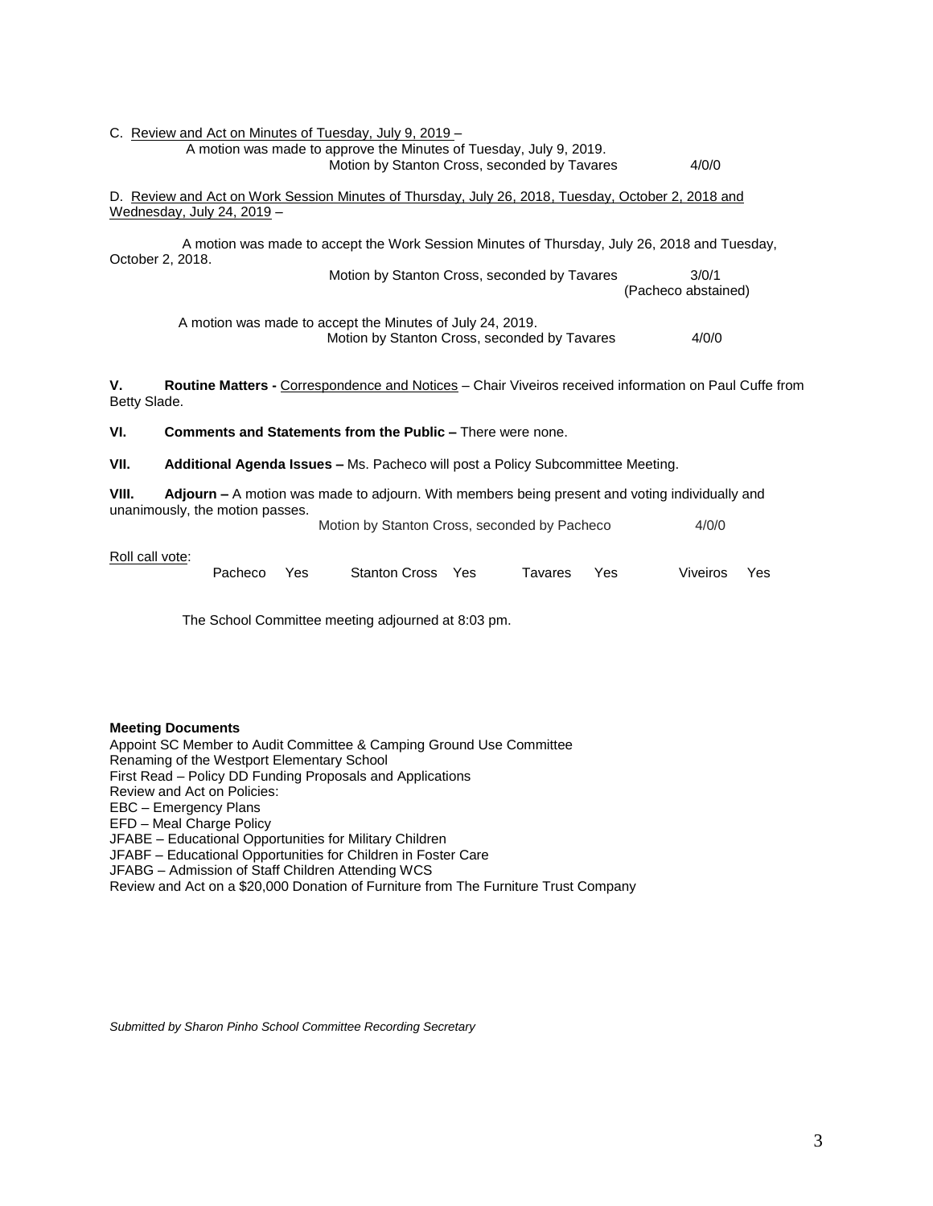C. Review and Act on Minutes of Tuesday, July 9, 2019 –

A motion was made to approve the Minutes of Tuesday, July 9, 2019.

Motion by Stanton Cross, seconded by Tavares 4/0/0

D. Review and Act on Work Session Minutes of Thursday, July 26, 2018, Tuesday, October 2, 2018 and Wednesday, July 24, 2019 –

A motion was made to accept the Work Session Minutes of Thursday, July 26, 2018 and Tuesday, October 2, 2018.

Motion by Stanton Cross, seconded by Tavares 3/0/1
(Pacheco abstained)

A motion was made to accept the Minutes of July 24, 2019.

Motion by Stanton Cross, seconded by Tavares 4/0/0

**V. Routine Matters -** Correspondence and Notices – Chair Viveiros received information on Paul Cuffe from Betty Slade.

**VI. Comments and Statements from the Public –** There were none.

**VII. Additional Agenda Issues –** Ms. Pacheco will post a Policy Subcommittee Meeting.

**VIII. Adjourn –** A motion was made to adjourn. With members being present and voting individually and unanimously, the motion passes.

Motion by Stanton Cross, seconded by Pacheco 4/0/0

Roll call vote:

Pacheco Yes Stanton Cross Yes Tavares Yes Viveiros Yes

The School Committee meeting adjourned at 8:03 pm.

**Meeting Documents**

Appoint SC Member to Audit Committee & Camping Ground Use Committee
Renaming of the Westport Elementary School
First Read – Policy DD Funding Proposals and Applications
Review and Act on Policies:
EBC – Emergency Plans
EFD – Meal Charge Policy
JFABE – Educational Opportunities for Military Children
JFABF – Educational Opportunities for Children in Foster Care
JFABG – Admission of Staff Children Attending WCS
Review and Act on a $20,000 Donation of Furniture from The Furniture Trust Company

*Submitted by Sharon Pinho School Committee Recording Secretary*